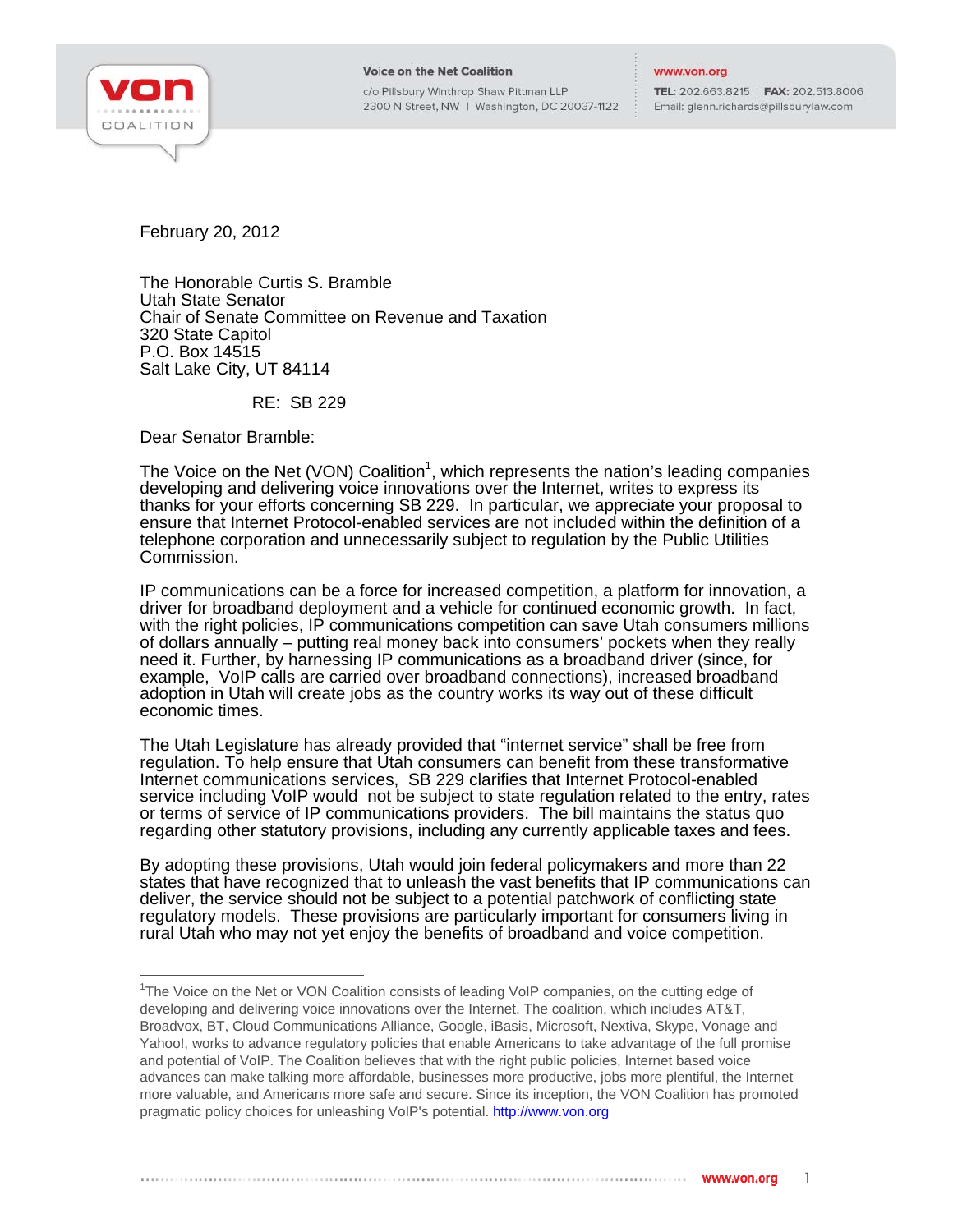Voice on the Net Coalition
c/o Pillsbury Winthrop Shaw Pittman LLP
2300 N Street, NW | Washington, DC 20037-1122

www.von.org
**TEL:** 202.663.8215 | **FAX:** 202.513.8006
Email: glenn.richards@pillsburylaw.com

February 20, 2012

The Honorable Curtis S. Bramble
Utah State Senator
Chair of Senate Committee on Revenue and Taxation
320 State Capitol
P.O. Box 14515
Salt Lake City, UT 84114

RE: SB 229

Dear Senator Bramble:

The Voice on the Net (VON) Coalition[1], which represents the nation's leading companies developing and delivering voice innovations over the Internet, writes to express its thanks for your efforts concerning SB 229. In particular, we appreciate your proposal to ensure that Internet Protocol-enabled services are not included within the definition of a telephone corporation and unnecessarily subject to regulation by the Public Utilities Commission.

IP communications can be a force for increased competition, a platform for innovation, a driver for broadband deployment and a vehicle for continued economic growth. In fact, with the right policies, IP communications competition can save Utah consumers millions of dollars annually – putting real money back into consumers' pockets when they really need it. Further, by harnessing IP communications as a broadband driver (since, for example, VoIP calls are carried over broadband connections), increased broadband adoption in Utah will create jobs as the country works its way out of these difficult economic times.

The Utah Legislature has already provided that "internet service" shall be free from regulation. To help ensure that Utah consumers can benefit from these transformative Internet communications services, SB 229 clarifies that Internet Protocol-enabled service including VoIP would not be subject to state regulation related to the entry, rates or terms of service of IP communications providers. The bill maintains the status quo regarding other statutory provisions, including any currently applicable taxes and fees.

By adopting these provisions, Utah would join federal policymakers and more than 22 states that have recognized that to unleash the vast benefits that IP communications can deliver, the service should not be subject to a potential patchwork of conflicting state regulatory models. These provisions are particularly important for consumers living in rural Utah who may not yet enjoy the benefits of broadband and voice competition.

---

[1]The Voice on the Net or VON Coalition consists of leading VoIP companies, on the cutting edge of developing and delivering voice innovations over the Internet. The coalition, which includes AT&T, Broadvox, BT, Cloud Communications Alliance, Google, iBasis, Microsoft, Nextiva, Skype, Vonage and Yahoo!, works to advance regulatory policies that enable Americans to take advantage of the full promise and potential of VoIP. The Coalition believes that with the right public policies, Internet based voice advances can make talking more affordable, businesses more productive, jobs more plentiful, the Internet more valuable, and Americans more safe and secure. Since its inception, the VON Coalition has promoted pragmatic policy choices for unleashing VoIP's potential. http://www.von.org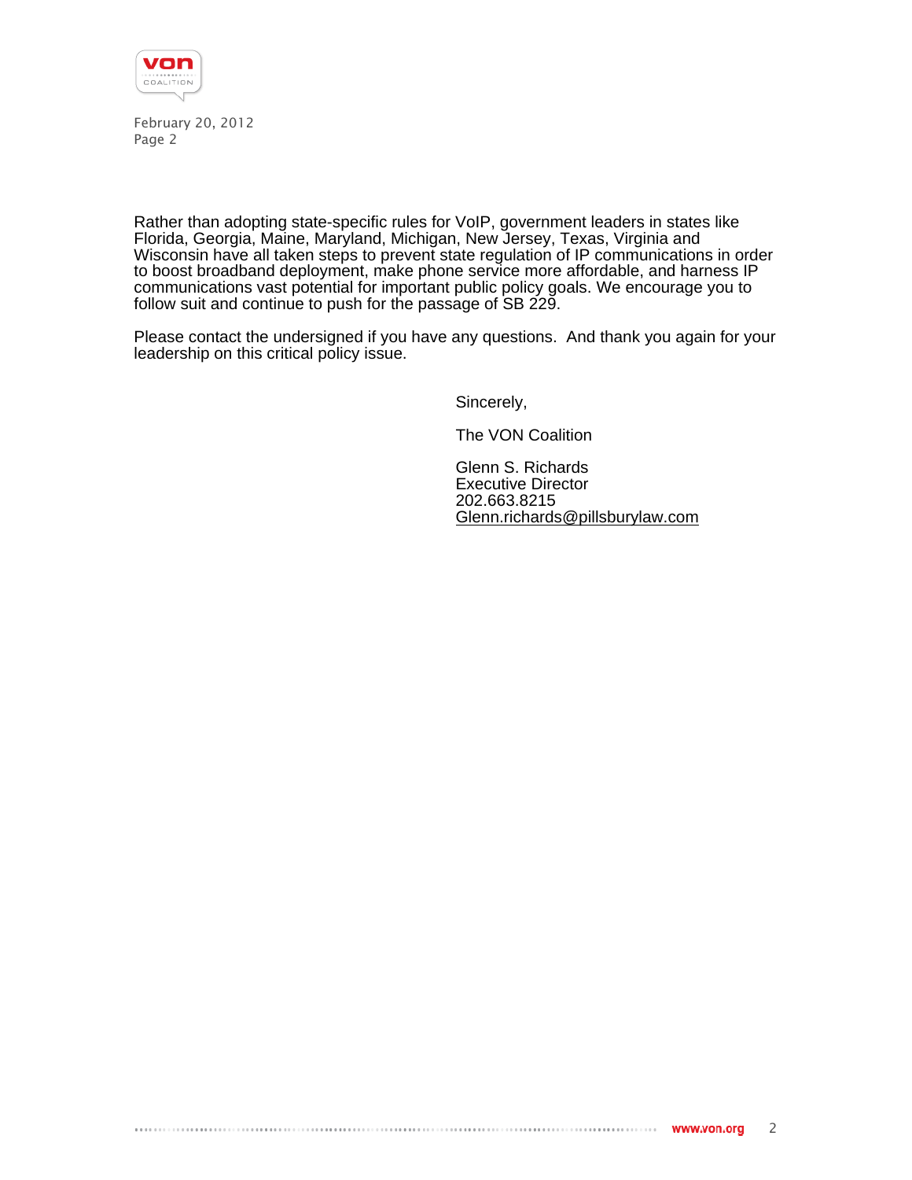Rather than adopting state-specific rules for VoIP, government leaders in states like Florida, Georgia, Maine, Maryland, Michigan, New Jersey, Texas, Virginia and Wisconsin have all taken steps to prevent state regulation of IP communications in order to boost broadband deployment, make phone service more affordable, and harness IP communications vast potential for important public policy goals. We encourage you to follow suit and continue to push for the passage of SB 229.

Please contact the undersigned if you have any questions. And thank you again for your leadership on this critical policy issue.

Sincerely,

The VON Coalition

Glenn S. Richards
Executive Director
202.663.8215
Glenn.richards@pillsburylaw.com